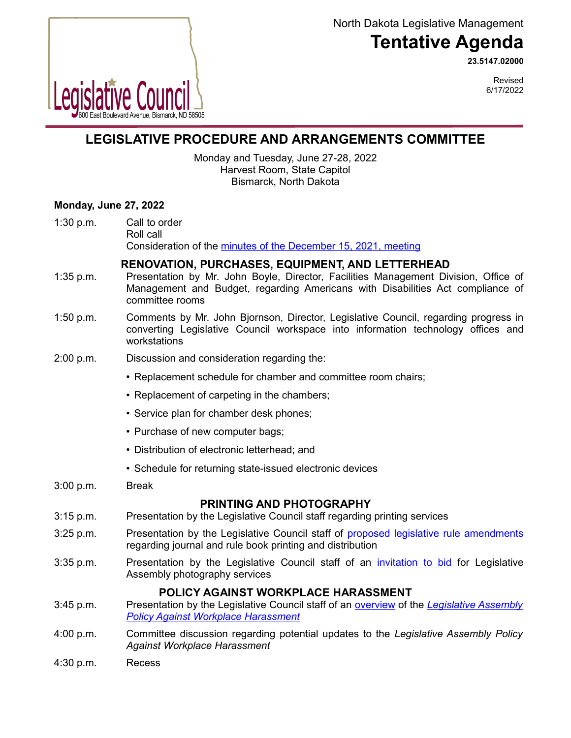Legislative Council
600 East Boulevard Avenue, Bismarck, ND 58505

North Dakota Legislative Management

# Tentative Agenda

**23.5147.02000**

Revised
6/17/2022

## LEGISLATIVE PROCEDURE AND ARRANGEMENTS COMMITTEE

Monday and Tuesday, June 27-28, 2022
Harvest Room, State Capitol
Bismarck, North Dakota

**Monday, June 27, 2022**

1:30 p.m. Call to order
Roll call
Consideration of the minutes of the December 15, 2021, meeting

### RENOVATION, PURCHASES, EQUIPMENT, AND LETTERHEAD

1:35 p.m. Presentation by Mr. John Boyle, Director, Facilities Management Division, Office of Management and Budget, regarding Americans with Disabilities Act compliance of committee rooms

1:50 p.m. Comments by Mr. John Bjornson, Director, Legislative Council, regarding progress in converting Legislative Council workspace into information technology offices and workstations

2:00 p.m. Discussion and consideration regarding the:

- Replacement schedule for chamber and committee room chairs;
- Replacement of carpeting in the chambers;
- Service plan for chamber desk phones;
- Purchase of new computer bags;
- Distribution of electronic letterhead; and
- Schedule for returning state-issued electronic devices

3:00 p.m. Break

### PRINTING AND PHOTOGRAPHY

3:15 p.m. Presentation by the Legislative Council staff regarding printing services

3:25 p.m. Presentation by the Legislative Council staff of proposed legislative rule amendments regarding journal and rule book printing and distribution

3:35 p.m. Presentation by the Legislative Council staff of an invitation to bid for Legislative Assembly photography services

### POLICY AGAINST WORKPLACE HARASSMENT

3:45 p.m. Presentation by the Legislative Council staff of an overview of the *Legislative Assembly Policy Against Workplace Harassment*

4:00 p.m. Committee discussion regarding potential updates to the *Legislative Assembly Policy Against Workplace Harassment*

4:30 p.m. Recess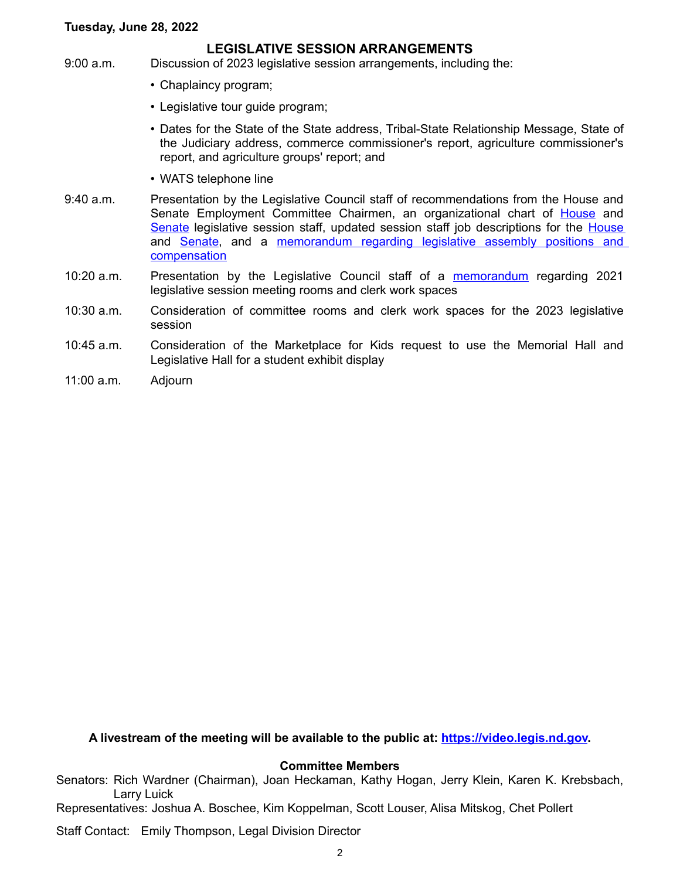**Tuesday, June 28, 2022**

## LEGISLATIVE SESSION ARRANGEMENTS

9:00 a.m. Discussion of 2023 legislative session arrangements, including the:

- Chaplaincy program;
- Legislative tour guide program;
- Dates for the State of the State address, Tribal-State Relationship Message, State of the Judiciary address, commerce commissioner's report, agriculture commissioner's report, and agriculture groups' report; and
- WATS telephone line

9:40 a.m. Presentation by the Legislative Council staff of recommendations from the House and Senate Employment Committee Chairmen, an organizational chart of House and Senate legislative session staff, updated session staff job descriptions for the House and Senate, and a memorandum regarding legislative assembly positions and compensation

10:20 a.m. Presentation by the Legislative Council staff of a memorandum regarding 2021 legislative session meeting rooms and clerk work spaces

10:30 a.m. Consideration of committee rooms and clerk work spaces for the 2023 legislative session

10:45 a.m. Consideration of the Marketplace for Kids request to use the Memorial Hall and Legislative Hall for a student exhibit display

11:00 a.m. Adjourn

**A livestream of the meeting will be available to the public at: https://video.legis.nd.gov.**

**Committee Members**

Senators: Rich Wardner (Chairman), Joan Heckaman, Kathy Hogan, Jerry Klein, Karen K. Krebsbach, Larry Luick

Representatives: Joshua A. Boschee, Kim Koppelman, Scott Louser, Alisa Mitskog, Chet Pollert

Staff Contact: Emily Thompson, Legal Division Director